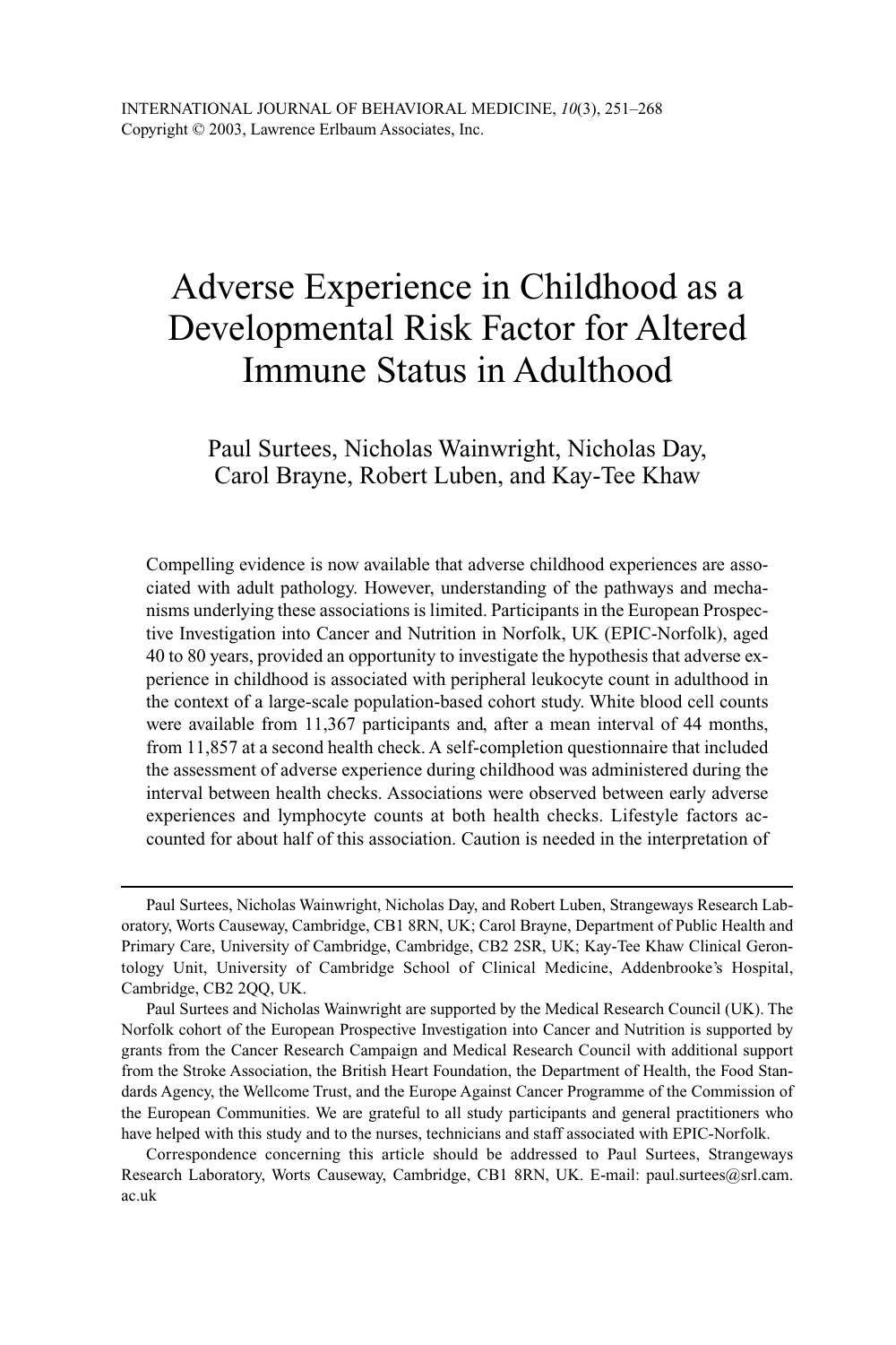# Adverse Experience in Childhood as a Developmental Risk Factor for Altered Immune Status in Adulthood

Paul Surtees, Nicholas Wainwright, Nicholas Day, Carol Brayne, Robert Luben, and Kay-Tee Khaw

Compelling evidence is now available that adverse childhood experiences are associated with adult pathology. However, understanding of the pathways and mechanisms underlying these associations is limited. Participants in the European Prospective Investigation into Cancer and Nutrition in Norfolk, UK (EPIC-Norfolk), aged 40 to 80 years, provided an opportunity to investigate the hypothesis that adverse experience in childhood is associated with peripheral leukocyte count in adulthood in the context of a large-scale population-based cohort study. White blood cell counts were available from 11,367 participants and, after a mean interval of 44 months, from 11,857 at a second health check. A self-completion questionnaire that included the assessment of adverse experience during childhood was administered during the interval between health checks. Associations were observed between early adverse experiences and lymphocyte counts at both health checks. Lifestyle factors accounted for about half of this association. Caution is needed in the interpretation of

---

Paul Surtees, Nicholas Wainwright, Nicholas Day, and Robert Luben, Strangeways Research Laboratory, Worts Causeway, Cambridge, CB1 8RN, UK; Carol Brayne, Department of Public Health and Primary Care, University of Cambridge, Cambridge, CB2 2SR, UK; Kay-Tee Khaw Clinical Gerontology Unit, University of Cambridge School of Clinical Medicine, Addenbrooke's Hospital, Cambridge, CB2 2QQ, UK.

Paul Surtees and Nicholas Wainwright are supported by the Medical Research Council (UK). The Norfolk cohort of the European Prospective Investigation into Cancer and Nutrition is supported by grants from the Cancer Research Campaign and Medical Research Council with additional support from the Stroke Association, the British Heart Foundation, the Department of Health, the Food Standards Agency, the Wellcome Trust, and the Europe Against Cancer Programme of the Commission of the European Communities. We are grateful to all study participants and general practitioners who have helped with this study and to the nurses, technicians and staff associated with EPIC-Norfolk.

Correspondence concerning this article should be addressed to Paul Surtees, Strangeways Research Laboratory, Worts Causeway, Cambridge, CB1 8RN, UK. E-mail: paul.surtees@srl.cam.ac.uk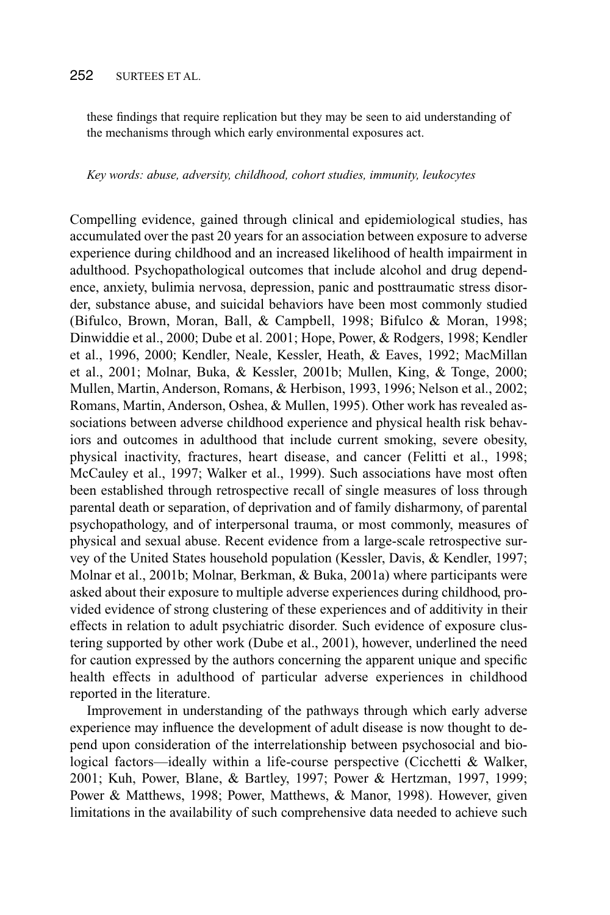these findings that require replication but they may be seen to aid understanding of the mechanisms through which early environmental exposures act.

*Key words: abuse, adversity, childhood, cohort studies, immunity, leukocytes*

Compelling evidence, gained through clinical and epidemiological studies, has accumulated over the past 20 years for an association between exposure to adverse experience during childhood and an increased likelihood of health impairment in adulthood. Psychopathological outcomes that include alcohol and drug dependence, anxiety, bulimia nervosa, depression, panic and posttraumatic stress disorder, substance abuse, and suicidal behaviors have been most commonly studied (Bifulco, Brown, Moran, Ball, & Campbell, 1998; Bifulco & Moran, 1998; Dinwiddie et al., 2000; Dube et al. 2001; Hope, Power, & Rodgers, 1998; Kendler et al., 1996, 2000; Kendler, Neale, Kessler, Heath, & Eaves, 1992; MacMillan et al., 2001; Molnar, Buka, & Kessler, 2001b; Mullen, King, & Tonge, 2000; Mullen, Martin, Anderson, Romans, & Herbison, 1993, 1996; Nelson et al., 2002; Romans, Martin, Anderson, Oshea, & Mullen, 1995). Other work has revealed associations between adverse childhood experience and physical health risk behaviors and outcomes in adulthood that include current smoking, severe obesity, physical inactivity, fractures, heart disease, and cancer (Felitti et al., 1998; McCauley et al., 1997; Walker et al., 1999). Such associations have most often been established through retrospective recall of single measures of loss through parental death or separation, of deprivation and of family disharmony, of parental psychopathology, and of interpersonal trauma, or most commonly, measures of physical and sexual abuse. Recent evidence from a large-scale retrospective survey of the United States household population (Kessler, Davis, & Kendler, 1997; Molnar et al., 2001b; Molnar, Berkman, & Buka, 2001a) where participants were asked about their exposure to multiple adverse experiences during childhood, provided evidence of strong clustering of these experiences and of additivity in their effects in relation to adult psychiatric disorder. Such evidence of exposure clustering supported by other work (Dube et al., 2001), however, underlined the need for caution expressed by the authors concerning the apparent unique and specific health effects in adulthood of particular adverse experiences in childhood reported in the literature.

Improvement in understanding of the pathways through which early adverse experience may influence the development of adult disease is now thought to depend upon consideration of the interrelationship between psychosocial and biological factors—ideally within a life-course perspective (Cicchetti & Walker, 2001; Kuh, Power, Blane, & Bartley, 1997; Power & Hertzman, 1997, 1999; Power & Matthews, 1998; Power, Matthews, & Manor, 1998). However, given limitations in the availability of such comprehensive data needed to achieve such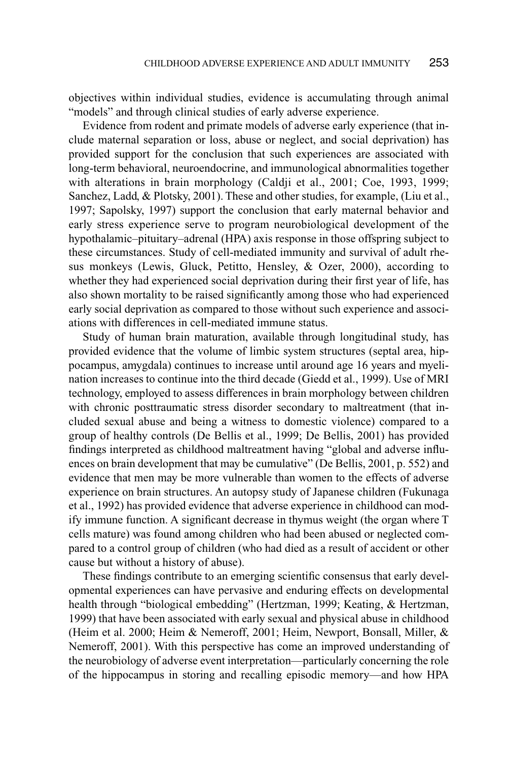objectives within individual studies, evidence is accumulating through animal "models" and through clinical studies of early adverse experience.

Evidence from rodent and primate models of adverse early experience (that include maternal separation or loss, abuse or neglect, and social deprivation) has provided support for the conclusion that such experiences are associated with long-term behavioral, neuroendocrine, and immunological abnormalities together with alterations in brain morphology (Caldji et al., 2001; Coe, 1993, 1999; Sanchez, Ladd, & Plotsky, 2001). These and other studies, for example, (Liu et al., 1997; Sapolsky, 1997) support the conclusion that early maternal behavior and early stress experience serve to program neurobiological development of the hypothalamic–pituitary–adrenal (HPA) axis response in those offspring subject to these circumstances. Study of cell-mediated immunity and survival of adult rhesus monkeys (Lewis, Gluck, Petitto, Hensley, & Ozer, 2000), according to whether they had experienced social deprivation during their first year of life, has also shown mortality to be raised significantly among those who had experienced early social deprivation as compared to those without such experience and associations with differences in cell-mediated immune status.

Study of human brain maturation, available through longitudinal study, has provided evidence that the volume of limbic system structures (septal area, hippocampus, amygdala) continues to increase until around age 16 years and myelination increases to continue into the third decade (Giedd et al., 1999). Use of MRI technology, employed to assess differences in brain morphology between children with chronic posttraumatic stress disorder secondary to maltreatment (that included sexual abuse and being a witness to domestic violence) compared to a group of healthy controls (De Bellis et al., 1999; De Bellis, 2001) has provided findings interpreted as childhood maltreatment having "global and adverse influences on brain development that may be cumulative" (De Bellis, 2001, p. 552) and evidence that men may be more vulnerable than women to the effects of adverse experience on brain structures. An autopsy study of Japanese children (Fukunaga et al., 1992) has provided evidence that adverse experience in childhood can modify immune function. A significant decrease in thymus weight (the organ where T cells mature) was found among children who had been abused or neglected compared to a control group of children (who had died as a result of accident or other cause but without a history of abuse).

These findings contribute to an emerging scientific consensus that early developmental experiences can have pervasive and enduring effects on developmental health through "biological embedding" (Hertzman, 1999; Keating, & Hertzman, 1999) that have been associated with early sexual and physical abuse in childhood (Heim et al. 2000; Heim & Nemeroff, 2001; Heim, Newport, Bonsall, Miller, & Nemeroff, 2001). With this perspective has come an improved understanding of the neurobiology of adverse event interpretation—particularly concerning the role of the hippocampus in storing and recalling episodic memory—and how HPA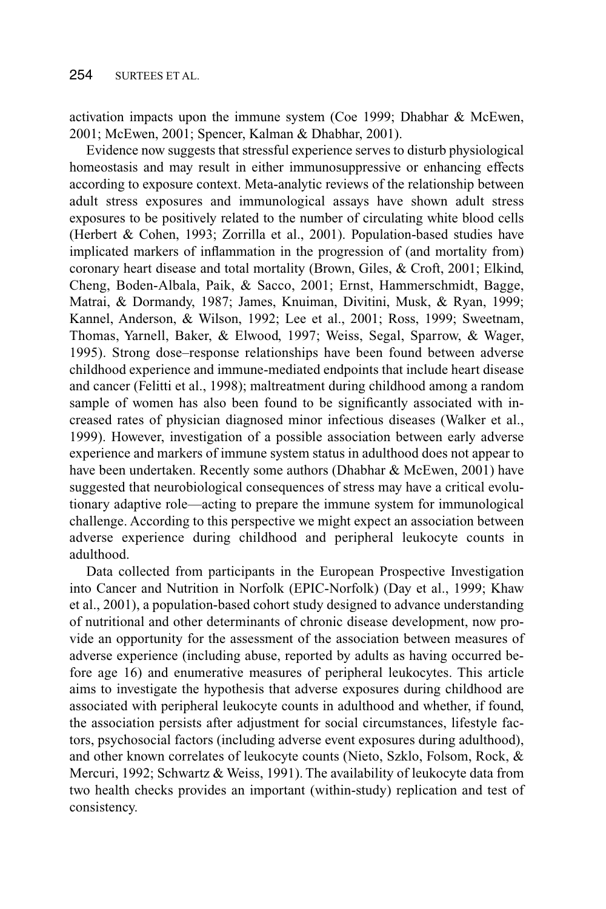activation impacts upon the immune system (Coe 1999; Dhabhar & McEwen, 2001; McEwen, 2001; Spencer, Kalman & Dhabhar, 2001).

Evidence now suggests that stressful experience serves to disturb physiological homeostasis and may result in either immunosuppressive or enhancing effects according to exposure context. Meta-analytic reviews of the relationship between adult stress exposures and immunological assays have shown adult stress exposures to be positively related to the number of circulating white blood cells (Herbert & Cohen, 1993; Zorrilla et al., 2001). Population-based studies have implicated markers of inflammation in the progression of (and mortality from) coronary heart disease and total mortality (Brown, Giles, & Croft, 2001; Elkind, Cheng, Boden-Albala, Paik, & Sacco, 2001; Ernst, Hammerschmidt, Bagge, Matrai, & Dormandy, 1987; James, Knuiman, Divitini, Musk, & Ryan, 1999; Kannel, Anderson, & Wilson, 1992; Lee et al., 2001; Ross, 1999; Sweetnam, Thomas, Yarnell, Baker, & Elwood, 1997; Weiss, Segal, Sparrow, & Wager, 1995). Strong dose–response relationships have been found between adverse childhood experience and immune-mediated endpoints that include heart disease and cancer (Felitti et al., 1998); maltreatment during childhood among a random sample of women has also been found to be significantly associated with increased rates of physician diagnosed minor infectious diseases (Walker et al., 1999). However, investigation of a possible association between early adverse experience and markers of immune system status in adulthood does not appear to have been undertaken. Recently some authors (Dhabhar & McEwen, 2001) have suggested that neurobiological consequences of stress may have a critical evolutionary adaptive role—acting to prepare the immune system for immunological challenge. According to this perspective we might expect an association between adverse experience during childhood and peripheral leukocyte counts in adulthood.

Data collected from participants in the European Prospective Investigation into Cancer and Nutrition in Norfolk (EPIC-Norfolk) (Day et al., 1999; Khaw et al., 2001), a population-based cohort study designed to advance understanding of nutritional and other determinants of chronic disease development, now provide an opportunity for the assessment of the association between measures of adverse experience (including abuse, reported by adults as having occurred before age 16) and enumerative measures of peripheral leukocytes. This article aims to investigate the hypothesis that adverse exposures during childhood are associated with peripheral leukocyte counts in adulthood and whether, if found, the association persists after adjustment for social circumstances, lifestyle factors, psychosocial factors (including adverse event exposures during adulthood), and other known correlates of leukocyte counts (Nieto, Szklo, Folsom, Rock, & Mercuri, 1992; Schwartz & Weiss, 1991). The availability of leukocyte data from two health checks provides an important (within-study) replication and test of consistency.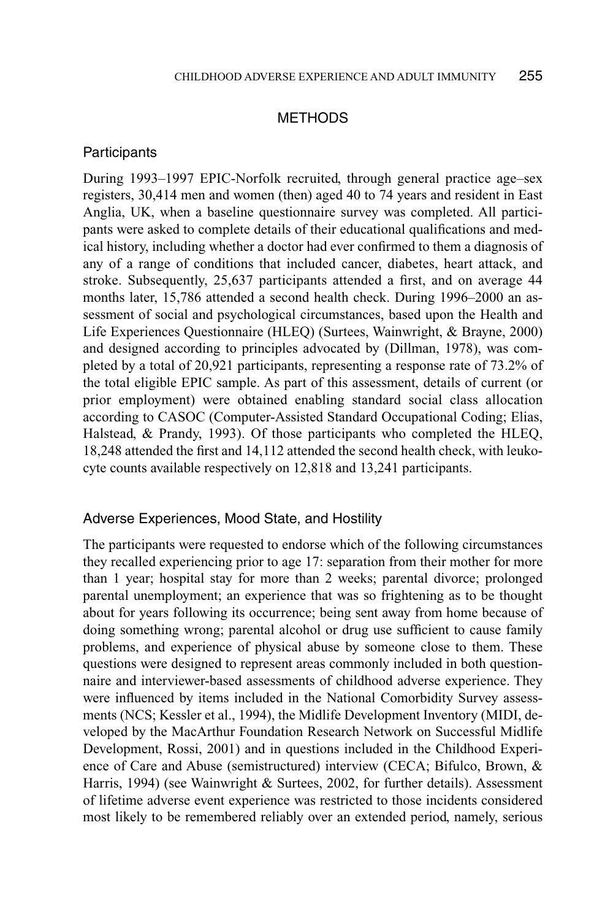## METHODS

### Participants

During 1993–1997 EPIC-Norfolk recruited, through general practice age–sex registers, 30,414 men and women (then) aged 40 to 74 years and resident in East Anglia, UK, when a baseline questionnaire survey was completed. All participants were asked to complete details of their educational qualifications and medical history, including whether a doctor had ever confirmed to them a diagnosis of any of a range of conditions that included cancer, diabetes, heart attack, and stroke. Subsequently, 25,637 participants attended a first, and on average 44 months later, 15,786 attended a second health check. During 1996–2000 an assessment of social and psychological circumstances, based upon the Health and Life Experiences Questionnaire (HLEQ) (Surtees, Wainwright, & Brayne, 2000) and designed according to principles advocated by (Dillman, 1978), was completed by a total of 20,921 participants, representing a response rate of 73.2% of the total eligible EPIC sample. As part of this assessment, details of current (or prior employment) were obtained enabling standard social class allocation according to CASOC (Computer-Assisted Standard Occupational Coding; Elias, Halstead, & Prandy, 1993). Of those participants who completed the HLEQ, 18,248 attended the first and 14,112 attended the second health check, with leukocyte counts available respectively on 12,818 and 13,241 participants.

### Adverse Experiences, Mood State, and Hostility

The participants were requested to endorse which of the following circumstances they recalled experiencing prior to age 17: separation from their mother for more than 1 year; hospital stay for more than 2 weeks; parental divorce; prolonged parental unemployment; an experience that was so frightening as to be thought about for years following its occurrence; being sent away from home because of doing something wrong; parental alcohol or drug use sufficient to cause family problems, and experience of physical abuse by someone close to them. These questions were designed to represent areas commonly included in both questionnaire and interviewer-based assessments of childhood adverse experience. They were influenced by items included in the National Comorbidity Survey assessments (NCS; Kessler et al., 1994), the Midlife Development Inventory (MIDI, developed by the MacArthur Foundation Research Network on Successful Midlife Development, Rossi, 2001) and in questions included in the Childhood Experience of Care and Abuse (semistructured) interview (CECA; Bifulco, Brown, & Harris, 1994) (see Wainwright & Surtees, 2002, for further details). Assessment of lifetime adverse event experience was restricted to those incidents considered most likely to be remembered reliably over an extended period, namely, serious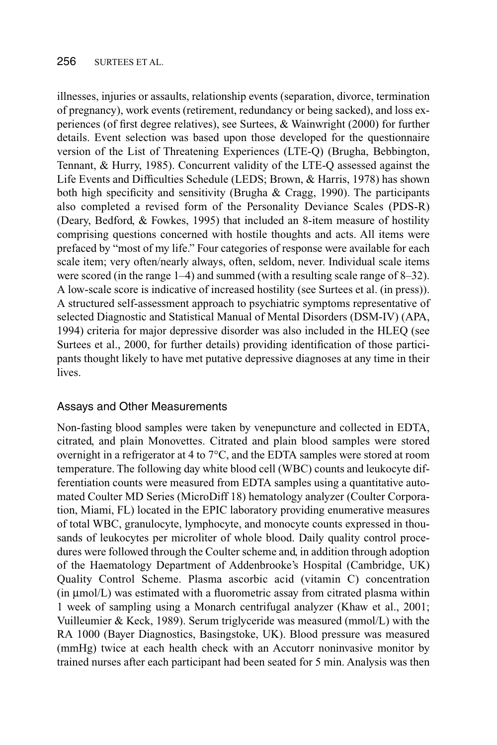illnesses, injuries or assaults, relationship events (separation, divorce, termination of pregnancy), work events (retirement, redundancy or being sacked), and loss experiences (of first degree relatives), see Surtees, & Wainwright (2000) for further details. Event selection was based upon those developed for the questionnaire version of the List of Threatening Experiences (LTE-Q) (Brugha, Bebbington, Tennant, & Hurry, 1985). Concurrent validity of the LTE-Q assessed against the Life Events and Difficulties Schedule (LEDS; Brown, & Harris, 1978) has shown both high specificity and sensitivity (Brugha & Cragg, 1990). The participants also completed a revised form of the Personality Deviance Scales (PDS-R) (Deary, Bedford, & Fowkes, 1995) that included an 8-item measure of hostility comprising questions concerned with hostile thoughts and acts. All items were prefaced by "most of my life." Four categories of response were available for each scale item; very often/nearly always, often, seldom, never. Individual scale items were scored (in the range 1–4) and summed (with a resulting scale range of 8–32). A low-scale score is indicative of increased hostility (see Surtees et al. (in press)). A structured self-assessment approach to psychiatric symptoms representative of selected Diagnostic and Statistical Manual of Mental Disorders (DSM-IV) (APA, 1994) criteria for major depressive disorder was also included in the HLEQ (see Surtees et al., 2000, for further details) providing identification of those participants thought likely to have met putative depressive diagnoses at any time in their lives.

### Assays and Other Measurements

Non-fasting blood samples were taken by venepuncture and collected in EDTA, citrated, and plain Monovettes. Citrated and plain blood samples were stored overnight in a refrigerator at 4 to 7°C, and the EDTA samples were stored at room temperature. The following day white blood cell (WBC) counts and leukocyte differentiation counts were measured from EDTA samples using a quantitative automated Coulter MD Series (MicroDiff 18) hematology analyzer (Coulter Corporation, Miami, FL) located in the EPIC laboratory providing enumerative measures of total WBC, granulocyte, lymphocyte, and monocyte counts expressed in thousands of leukocytes per microliter of whole blood. Daily quality control procedures were followed through the Coulter scheme and, in addition through adoption of the Haematology Department of Addenbrooke's Hospital (Cambridge, UK) Quality Control Scheme. Plasma ascorbic acid (vitamin C) concentration (in μmol/L) was estimated with a fluorometric assay from citrated plasma within 1 week of sampling using a Monarch centrifugal analyzer (Khaw et al., 2001; Vuilleumier & Keck, 1989). Serum triglyceride was measured (mmol/L) with the RA 1000 (Bayer Diagnostics, Basingstoke, UK). Blood pressure was measured (mmHg) twice at each health check with an Accutorr noninvasive monitor by trained nurses after each participant had been seated for 5 min. Analysis was then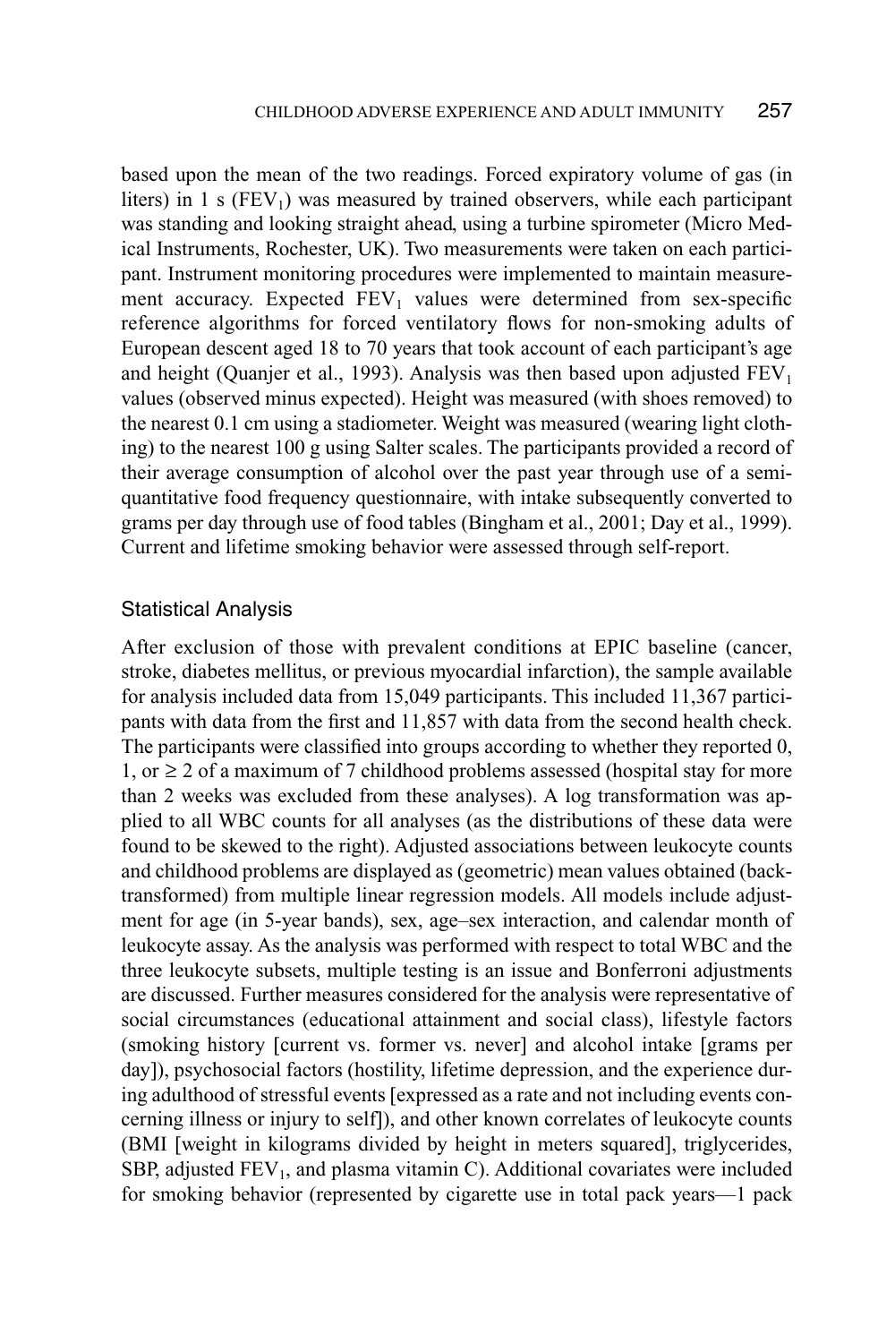based upon the mean of the two readings. Forced expiratory volume of gas (in liters) in 1 s ($FEV_1$) was measured by trained observers, while each participant was standing and looking straight ahead, using a turbine spirometer (Micro Medical Instruments, Rochester, UK). Two measurements were taken on each participant. Instrument monitoring procedures were implemented to maintain measurement accuracy. Expected $FEV_1$ values were determined from sex-specific reference algorithms for forced ventilatory flows for non-smoking adults of European descent aged 18 to 70 years that took account of each participant's age and height (Quanjer et al., 1993). Analysis was then based upon adjusted $FEV_1$ values (observed minus expected). Height was measured (with shoes removed) to the nearest 0.1 cm using a stadiometer. Weight was measured (wearing light clothing) to the nearest 100 g using Salter scales. The participants provided a record of their average consumption of alcohol over the past year through use of a semi-quantitative food frequency questionnaire, with intake subsequently converted to grams per day through use of food tables (Bingham et al., 2001; Day et al., 1999). Current and lifetime smoking behavior were assessed through self-report.

### Statistical Analysis

After exclusion of those with prevalent conditions at EPIC baseline (cancer, stroke, diabetes mellitus, or previous myocardial infarction), the sample available for analysis included data from 15,049 participants. This included 11,367 participants with data from the first and 11,857 with data from the second health check. The participants were classified into groups according to whether they reported 0, 1, or $\geq 2$ of a maximum of 7 childhood problems assessed (hospital stay for more than 2 weeks was excluded from these analyses). A log transformation was applied to all WBC counts for all analyses (as the distributions of these data were found to be skewed to the right). Adjusted associations between leukocyte counts and childhood problems are displayed as (geometric) mean values obtained (back-transformed) from multiple linear regression models. All models include adjustment for age (in 5-year bands), sex, age–sex interaction, and calendar month of leukocyte assay. As the analysis was performed with respect to total WBC and the three leukocyte subsets, multiple testing is an issue and Bonferroni adjustments are discussed. Further measures considered for the analysis were representative of social circumstances (educational attainment and social class), lifestyle factors (smoking history [current vs. former vs. never] and alcohol intake [grams per day]), psychosocial factors (hostility, lifetime depression, and the experience during adulthood of stressful events [expressed as a rate and not including events concerning illness or injury to self]), and other known correlates of leukocyte counts (BMI [weight in kilograms divided by height in meters squared], triglycerides, SBP, adjusted $FEV_1$, and plasma vitamin C). Additional covariates were included for smoking behavior (represented by cigarette use in total pack years—1 pack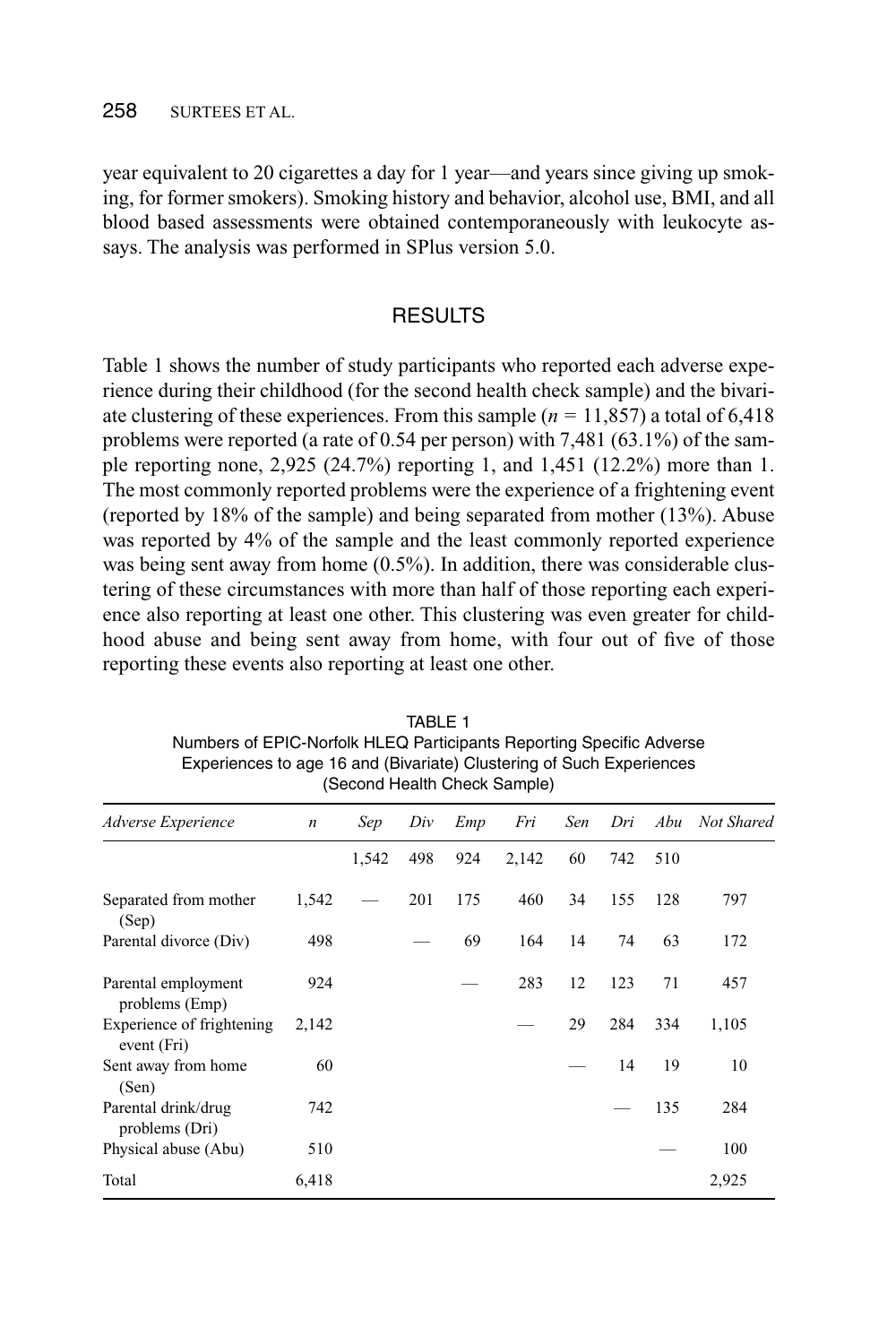year equivalent to 20 cigarettes a day for 1 year—and years since giving up smoking, for former smokers). Smoking history and behavior, alcohol use, BMI, and all blood based assessments were obtained contemporaneously with leukocyte assays. The analysis was performed in SPlus version 5.0.

## RESULTS

Table 1 shows the number of study participants who reported each adverse experience during their childhood (for the second health check sample) and the bivariate clustering of these experiences. From this sample ($n$ = 11,857) a total of 6,418 problems were reported (a rate of 0.54 per person) with 7,481 (63.1%) of the sample reporting none, 2,925 (24.7%) reporting 1, and 1,451 (12.2%) more than 1. The most commonly reported problems were the experience of a frightening event (reported by 18% of the sample) and being separated from mother (13%). Abuse was reported by 4% of the sample and the least commonly reported experience was being sent away from home (0.5%). In addition, there was considerable clustering of these circumstances with more than half of those reporting each experience also reporting at least one other. This clustering was even greater for childhood abuse and being sent away from home, with four out of five of those reporting these events also reporting at least one other.

TABLE 1
Numbers of EPIC-Norfolk HLEQ Participants Reporting Specific Adverse Experiences to age 16 and (Bivariate) Clustering of Such Experiences (Second Health Check Sample)

| *Adverse Experience* | *n* | *Sep* | *Div* | *Emp* | *Fri* | *Sen* | *Dri* | *Abu* | *Not Shared* |
|---|---|---|---|---|---|---|---|---|---|
| | | 1,542 | 498 | 924 | 2,142 | 60 | 742 | 510 | |
| Separated from mother (Sep) | 1,542 | — | 201 | 175 | 460 | 34 | 155 | 128 | 797 |
| Parental divorce (Div) | 498 | | — | 69 | 164 | 14 | 74 | 63 | 172 |
| Parental employment problems (Emp) | 924 | | | — | 283 | 12 | 123 | 71 | 457 |
| Experience of frightening event (Fri) | 2,142 | | | | — | 29 | 284 | 334 | 1,105 |
| Sent away from home (Sen) | 60 | | | | | — | 14 | 19 | 10 |
| Parental drink/drug problems (Dri) | 742 | | | | | | — | 135 | 284 |
| Physical abuse (Abu) | 510 | | | | | | | — | 100 |
| Total | 6,418 | | | | | | | | 2,925 |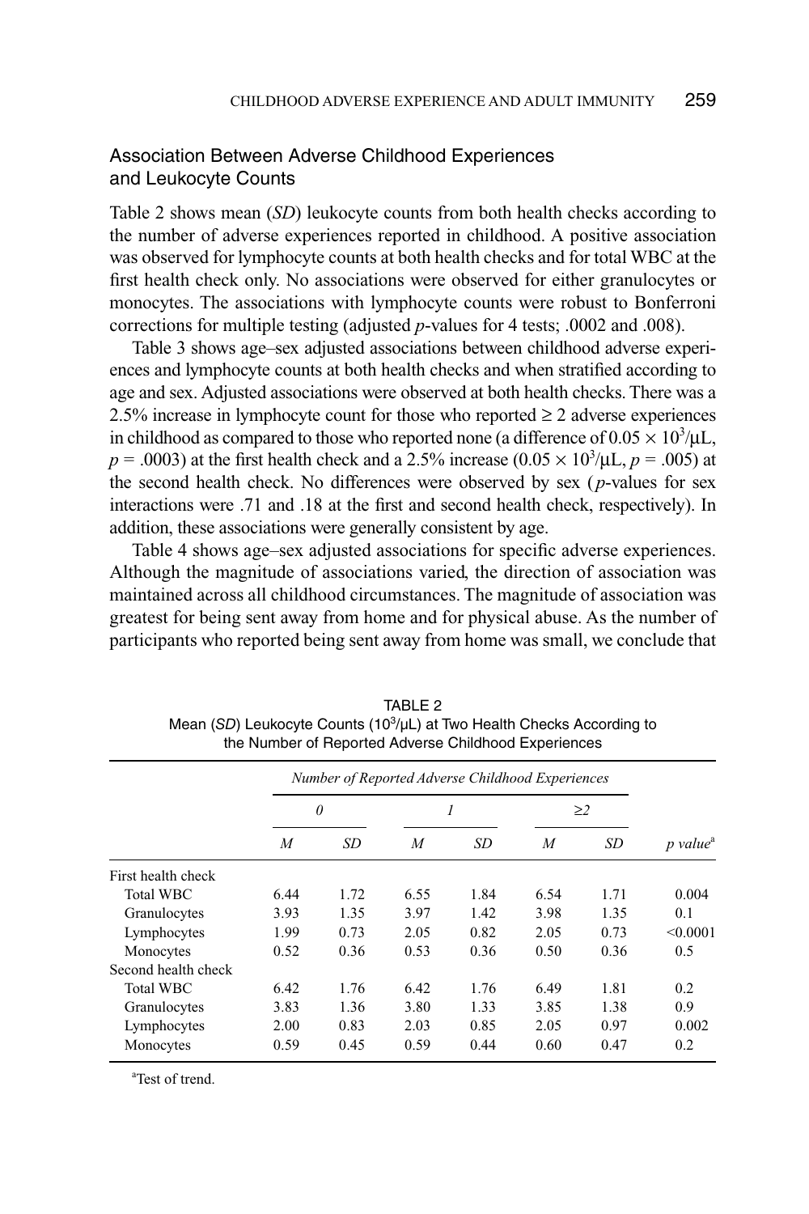## Association Between Adverse Childhood Experiences and Leukocyte Counts

Table 2 shows mean (*SD*) leukocyte counts from both health checks according to the number of adverse experiences reported in childhood. A positive association was observed for lymphocyte counts at both health checks and for total WBC at the first health check only. No associations were observed for either granulocytes or monocytes. The associations with lymphocyte counts were robust to Bonferroni corrections for multiple testing (adjusted *p*-values for 4 tests; .0002 and .008).

Table 3 shows age–sex adjusted associations between childhood adverse experiences and lymphocyte counts at both health checks and when stratified according to age and sex. Adjusted associations were observed at both health checks. There was a 2.5% increase in lymphocyte count for those who reported ≥ 2 adverse experiences in childhood as compared to those who reported none (a difference of $0.05 \times 10^3/\mu L$, $p = .0003$) at the first health check and a 2.5% increase ($0.05 \times 10^3/\mu L$, $p = .005$) at the second health check. No differences were observed by sex (*p*-values for sex interactions were .71 and .18 at the first and second health check, respectively). In addition, these associations were generally consistent by age.

Table 4 shows age–sex adjusted associations for specific adverse experiences. Although the magnitude of associations varied, the direction of association was maintained across all childhood circumstances. The magnitude of association was greatest for being sent away from home and for physical abuse. As the number of participants who reported being sent away from home was small, we conclude that

TABLE 2
Mean (*SD*) Leukocyte Counts ($10^3/\mu L$) at Two Health Checks According to the Number of Reported Adverse Childhood Experiences

| | *Number of Reported Adverse Childhood Experiences* | | | | | | |
|---|---|---|---|---|---|---|---|
| | *0* | | *1* | | *≥2* | | |
| | *M* | *SD* | *M* | *SD* | *M* | *SD* | *p value*[a] |
| First health check | | | | | | | |
| Total WBC | 6.44 | 1.72 | 6.55 | 1.84 | 6.54 | 1.71 | 0.004 |
| Granulocytes | 3.93 | 1.35 | 3.97 | 1.42 | 3.98 | 1.35 | 0.1 |
| Lymphocytes | 1.99 | 0.73 | 2.05 | 0.82 | 2.05 | 0.73 | <0.0001 |
| Monocytes | 0.52 | 0.36 | 0.53 | 0.36 | 0.50 | 0.36 | 0.5 |
| Second health check | | | | | | | |
| Total WBC | 6.42 | 1.76 | 6.42 | 1.76 | 6.49 | 1.81 | 0.2 |
| Granulocytes | 3.83 | 1.36 | 3.80 | 1.33 | 3.85 | 1.38 | 0.9 |
| Lymphocytes | 2.00 | 0.83 | 2.03 | 0.85 | 2.05 | 0.97 | 0.002 |
| Monocytes | 0.59 | 0.45 | 0.59 | 0.44 | 0.60 | 0.47 | 0.2 |

[a]Test of trend.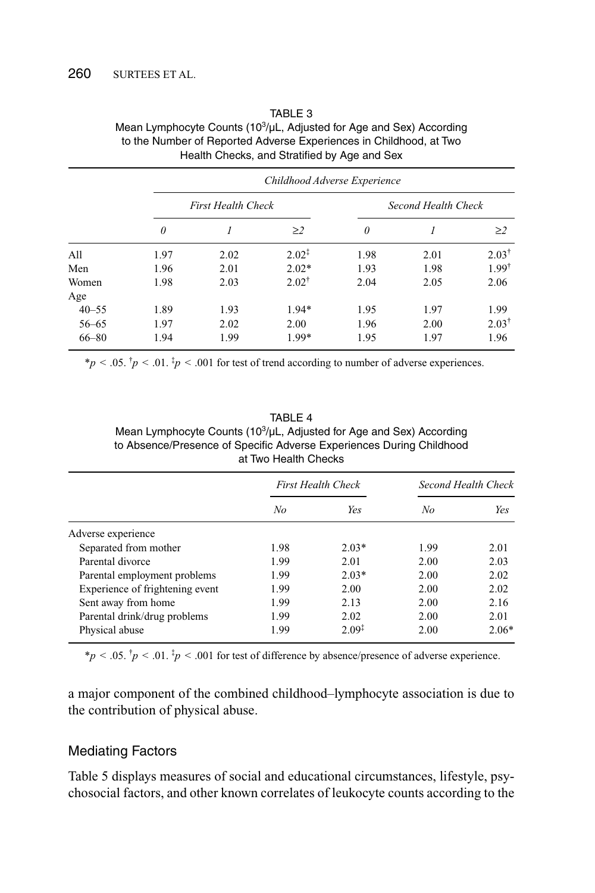TABLE 3
Mean Lymphocyte Counts ($10^3$/μL, Adjusted for Age and Sex) According to the Number of Reported Adverse Experiences in Childhood, at Two Health Checks, and Stratified by Age and Sex

| | *Childhood Adverse Experience* | | | | | |
|---|---|---|---|---|---|---|
| | *First Health Check* | | | *Second Health Check* | | |
| | *0* | *1* | *≥2* | *0* | *1* | *≥2* |
| All | 1.97 | 2.02 | 2.02‡ | 1.98 | 2.01 | 2.03† |
| Men | 1.96 | 2.01 | 2.02* | 1.93 | 1.98 | 1.99† |
| Women | 1.98 | 2.03 | 2.02† | 2.04 | 2.05 | 2.06 |
| Age | | | | | | |
| 40–55 | 1.89 | 1.93 | 1.94* | 1.95 | 1.97 | 1.99 |
| 56–65 | 1.97 | 2.02 | 2.00 | 1.96 | 2.00 | 2.03† |
| 66–80 | 1.94 | 1.99 | 1.99* | 1.95 | 1.97 | 1.96 |

*$p < .05$. †$p < .01$. ‡$p < .001$ for test of trend according to number of adverse experiences.

TABLE 4
Mean Lymphocyte Counts ($10^3$/μL, Adjusted for Age and Sex) According to Absence/Presence of Specific Adverse Experiences During Childhood at Two Health Checks

| | *First Health Check* | | *Second Health Check* | |
|---|---|---|---|---|
| | *No* | *Yes* | *No* | *Yes* |
| Adverse experience | | | | |
| Separated from mother | 1.98 | 2.03* | 1.99 | 2.01 |
| Parental divorce | 1.99 | 2.01 | 2.00 | 2.03 |
| Parental employment problems | 1.99 | 2.03* | 2.00 | 2.02 |
| Experience of frightening event | 1.99 | 2.00 | 2.00 | 2.02 |
| Sent away from home | 1.99 | 2.13 | 2.00 | 2.16 |
| Parental drink/drug problems | 1.99 | 2.02 | 2.00 | 2.01 |
| Physical abuse | 1.99 | 2.09‡ | 2.00 | 2.06* |

*$p < .05$. †$p < .01$. ‡$p < .001$ for test of difference by absence/presence of adverse experience.

a major component of the combined childhood–lymphocyte association is due to the contribution of physical abuse.

## Mediating Factors

Table 5 displays measures of social and educational circumstances, lifestyle, psychosocial factors, and other known correlates of leukocyte counts according to the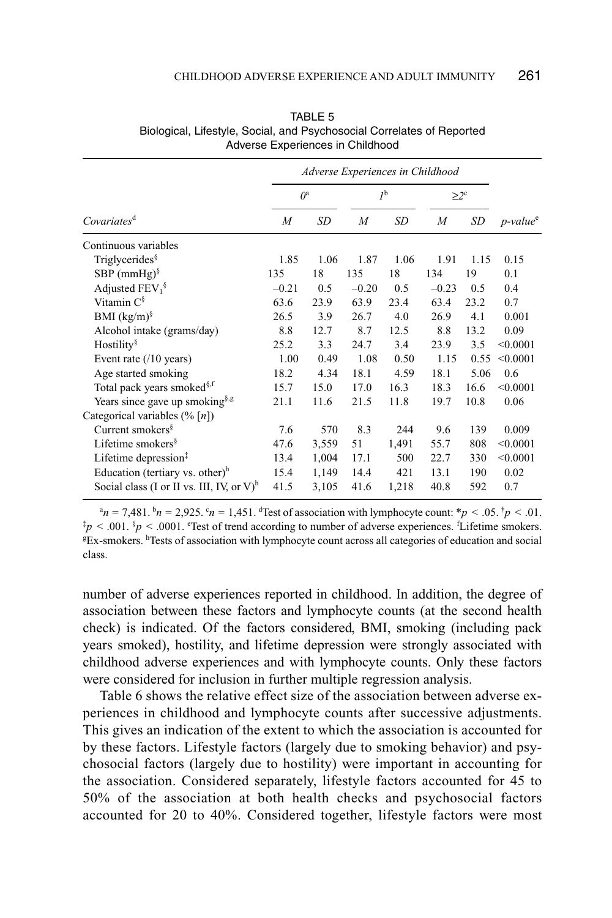TABLE 5
Biological, Lifestyle, Social, and Psychosocial Correlates of Reported Adverse Experiences in Childhood

| | *Adverse Experiences in Childhood* | | | | | | |
|---|---|---|---|---|---|---|---|
| | *0*[a] | | *1*[b] | | *≥2*[c] | | |
| *Covariates*[d] | *M* | *SD* | *M* | *SD* | *M* | *SD* | *p-value*[e] |
| Continuous variables | | | | | | | |
| Triglycerides[§] | 1.85 | 1.06 | 1.87 | 1.06 | 1.91 | 1.15 | 0.15 |
| SBP (mmHg)[§] | 135 | 18 | 135 | 18 | 134 | 19 | 0.1 |
| Adjusted $FEV_1$[§] | –0.21 | 0.5 | –0.20 | 0.5 | –0.23 | 0.5 | 0.4 |
| Vitamin C[§] | 63.6 | 23.9 | 63.9 | 23.4 | 63.4 | 23.2 | 0.7 |
| BMI (kg/m)[§] | 26.5 | 3.9 | 26.7 | 4.0 | 26.9 | 4.1 | 0.001 |
| Alcohol intake (grams/day) | 8.8 | 12.7 | 8.7 | 12.5 | 8.8 | 13.2 | 0.09 |
| Hostility[§] | 25.2 | 3.3 | 24.7 | 3.4 | 23.9 | 3.5 | <0.0001 |
| Event rate (/10 years) | 1.00 | 0.49 | 1.08 | 0.50 | 1.15 | 0.55 | <0.0001 |
| Age started smoking | 18.2 | 4.34 | 18.1 | 4.59 | 18.1 | 5.06 | 0.6 |
| Total pack years smoked[§,f] | 15.7 | 15.0 | 17.0 | 16.3 | 18.3 | 16.6 | <0.0001 |
| Years since gave up smoking[§,g] | 21.1 | 11.6 | 21.5 | 11.8 | 19.7 | 10.8 | 0.06 |
| Categorical variables (% [*n*]) | | | | | | | |
| Current smokers[§] | 7.6 | 570 | 8.3 | 244 | 9.6 | 139 | 0.009 |
| Lifetime smokers[§] | 47.6 | 3,559 | 51 | 1,491 | 55.7 | 808 | <0.0001 |
| Lifetime depression[‡] | 13.4 | 1,004 | 17.1 | 500 | 22.7 | 330 | <0.0001 |
| Education (tertiary vs. other)[h] | 15.4 | 1,149 | 14.4 | 421 | 13.1 | 190 | 0.02 |
| Social class (I or II vs. III, IV, or V)[h] | 41.5 | 3,105 | 41.6 | 1,218 | 40.8 | 592 | 0.7 |

[a]$n = 7{,}481$. [b]$n = 2{,}925$. [c]$n = 1{,}451$. [d]Test of association with lymphocyte count: \*$p < .05$. †$p < .01$. ‡$p < .001$. §$p < .0001$. [e]Test of trend according to number of adverse experiences. [f]Lifetime smokers. [g]Ex-smokers. [h]Tests of association with lymphocyte count across all categories of education and social class.

number of adverse experiences reported in childhood. In addition, the degree of association between these factors and lymphocyte counts (at the second health check) is indicated. Of the factors considered, BMI, smoking (including pack years smoked), hostility, and lifetime depression were strongly associated with childhood adverse experiences and with lymphocyte counts. Only these factors were considered for inclusion in further multiple regression analysis.

Table 6 shows the relative effect size of the association between adverse experiences in childhood and lymphocyte counts after successive adjustments. This gives an indication of the extent to which the association is accounted for by these factors. Lifestyle factors (largely due to smoking behavior) and psychosocial factors (largely due to hostility) were important in accounting for the association. Considered separately, lifestyle factors accounted for 45 to 50% of the association at both health checks and psychosocial factors accounted for 20 to 40%. Considered together, lifestyle factors were most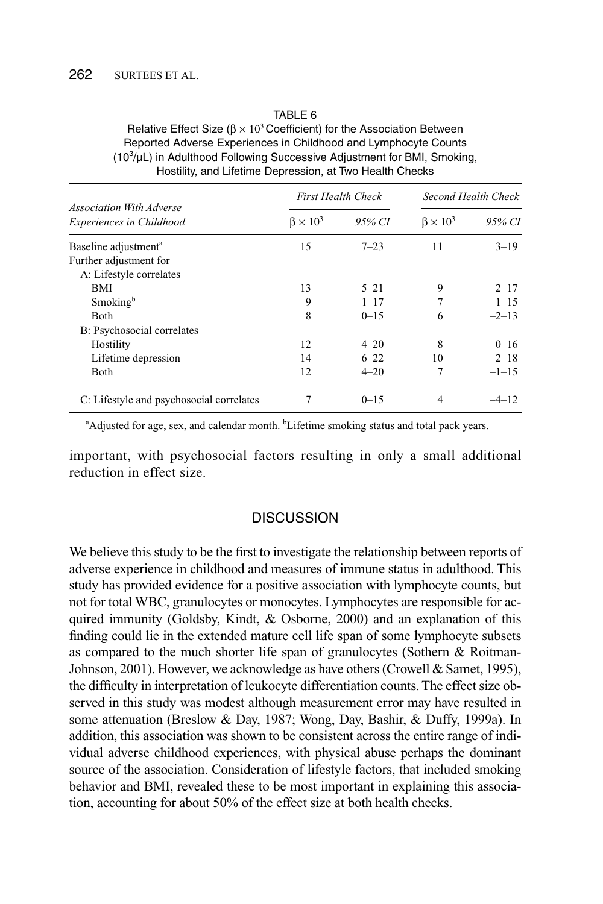TABLE 6
Relative Effect Size ($\beta \times 10^3$ Coefficient) for the Association Between Reported Adverse Experiences in Childhood and Lymphocyte Counts ($10^3$/μL) in Adulthood Following Successive Adjustment for BMI, Smoking, Hostility, and Lifetime Depression, at Two Health Checks

| *Association With Adverse Experiences in Childhood* | *First Health Check* | | *Second Health Check* | |
|---|---|---|---|---|
| | $\beta \times 10^3$ | *95% CI* | $\beta \times 10^3$ | *95% CI* |
| Baseline adjustment[a] | 15 | 7–23 | 11 | 3–19 |
| Further adjustment for | | | | |
| A: Lifestyle correlates | | | | |
| BMI | 13 | 5–21 | 9 | 2–17 |
| Smoking[b] | 9 | 1–17 | 7 | –1–15 |
| Both | 8 | 0–15 | 6 | –2–13 |
| B: Psychosocial correlates | | | | |
| Hostility | 12 | 4–20 | 8 | 0–16 |
| Lifetime depression | 14 | 6–22 | 10 | 2–18 |
| Both | 12 | 4–20 | 7 | –1–15 |
| C: Lifestyle and psychosocial correlates | 7 | 0–15 | 4 | –4–12 |

[a]Adjusted for age, sex, and calendar month. [b]Lifetime smoking status and total pack years.

important, with psychosocial factors resulting in only a small additional reduction in effect size.

## DISCUSSION

We believe this study to be the first to investigate the relationship between reports of adverse experience in childhood and measures of immune status in adulthood. This study has provided evidence for a positive association with lymphocyte counts, but not for total WBC, granulocytes or monocytes. Lymphocytes are responsible for acquired immunity (Goldsby, Kindt, & Osborne, 2000) and an explanation of this finding could lie in the extended mature cell life span of some lymphocyte subsets as compared to the much shorter life span of granulocytes (Sothern & Roitman-Johnson, 2001). However, we acknowledge as have others (Crowell & Samet, 1995), the difficulty in interpretation of leukocyte differentiation counts. The effect size observed in this study was modest although measurement error may have resulted in some attenuation (Breslow & Day, 1987; Wong, Day, Bashir, & Duffy, 1999a). In addition, this association was shown to be consistent across the entire range of individual adverse childhood experiences, with physical abuse perhaps the dominant source of the association. Consideration of lifestyle factors, that included smoking behavior and BMI, revealed these to be most important in explaining this association, accounting for about 50% of the effect size at both health checks.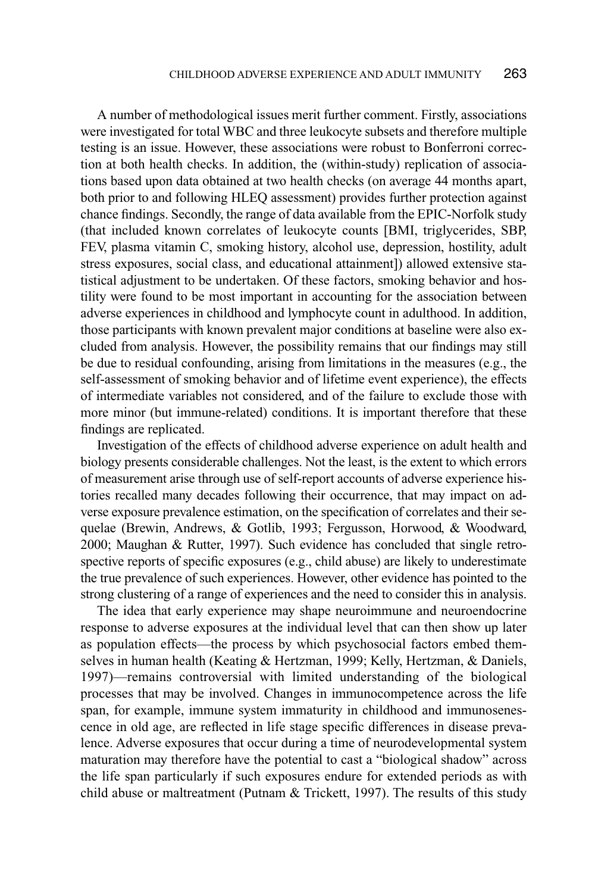A number of methodological issues merit further comment. Firstly, associations were investigated for total WBC and three leukocyte subsets and therefore multiple testing is an issue. However, these associations were robust to Bonferroni correction at both health checks. In addition, the (within-study) replication of associations based upon data obtained at two health checks (on average 44 months apart, both prior to and following HLEQ assessment) provides further protection against chance findings. Secondly, the range of data available from the EPIC-Norfolk study (that included known correlates of leukocyte counts [BMI, triglycerides, SBP, FEV, plasma vitamin C, smoking history, alcohol use, depression, hostility, adult stress exposures, social class, and educational attainment]) allowed extensive statistical adjustment to be undertaken. Of these factors, smoking behavior and hostility were found to be most important in accounting for the association between adverse experiences in childhood and lymphocyte count in adulthood. In addition, those participants with known prevalent major conditions at baseline were also excluded from analysis. However, the possibility remains that our findings may still be due to residual confounding, arising from limitations in the measures (e.g., the self-assessment of smoking behavior and of lifetime event experience), the effects of intermediate variables not considered, and of the failure to exclude those with more minor (but immune-related) conditions. It is important therefore that these findings are replicated.

Investigation of the effects of childhood adverse experience on adult health and biology presents considerable challenges. Not the least, is the extent to which errors of measurement arise through use of self-report accounts of adverse experience histories recalled many decades following their occurrence, that may impact on adverse exposure prevalence estimation, on the specification of correlates and their sequelae (Brewin, Andrews, & Gotlib, 1993; Fergusson, Horwood, & Woodward, 2000; Maughan & Rutter, 1997). Such evidence has concluded that single retrospective reports of specific exposures (e.g., child abuse) are likely to underestimate the true prevalence of such experiences. However, other evidence has pointed to the strong clustering of a range of experiences and the need to consider this in analysis.

The idea that early experience may shape neuroimmune and neuroendocrine response to adverse exposures at the individual level that can then show up later as population effects—the process by which psychosocial factors embed themselves in human health (Keating & Hertzman, 1999; Kelly, Hertzman, & Daniels, 1997)—remains controversial with limited understanding of the biological processes that may be involved. Changes in immunocompetence across the life span, for example, immune system immaturity in childhood and immunosenescence in old age, are reflected in life stage specific differences in disease prevalence. Adverse exposures that occur during a time of neurodevelopmental system maturation may therefore have the potential to cast a "biological shadow" across the life span particularly if such exposures endure for extended periods as with child abuse or maltreatment (Putnam & Trickett, 1997). The results of this study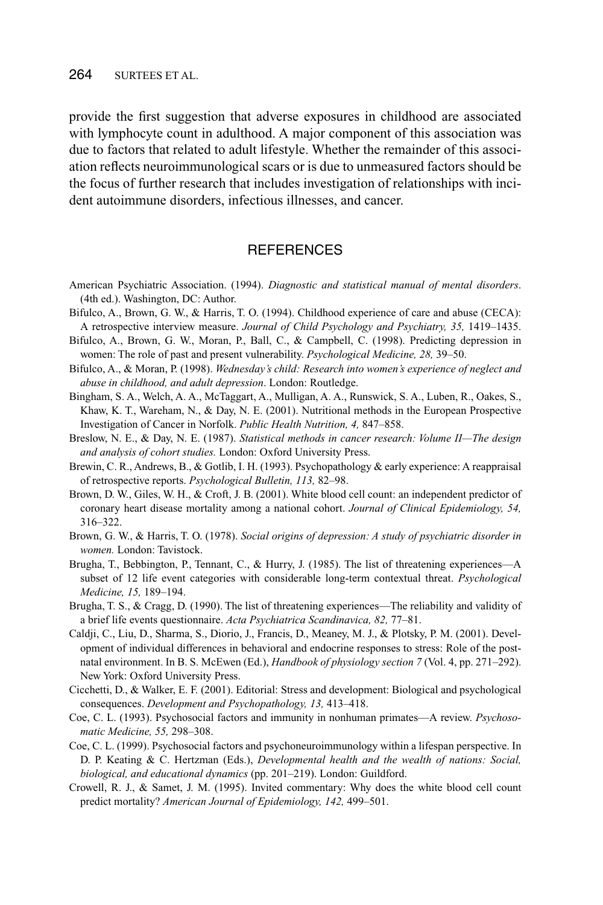provide the first suggestion that adverse exposures in childhood are associated with lymphocyte count in adulthood. A major component of this association was due to factors that related to adult lifestyle. Whether the remainder of this association reflects neuroimmunological scars or is due to unmeasured factors should be the focus of further research that includes investigation of relationships with incident autoimmune disorders, infectious illnesses, and cancer.

## REFERENCES

American Psychiatric Association. (1994). *Diagnostic and statistical manual of mental disorders*. (4th ed.). Washington, DC: Author.

Bifulco, A., Brown, G. W., & Harris, T. O. (1994). Childhood experience of care and abuse (CECA): A retrospective interview measure. *Journal of Child Psychology and Psychiatry, 35,* 1419–1435.

Bifulco, A., Brown, G. W., Moran, P., Ball, C., & Campbell, C. (1998). Predicting depression in women: The role of past and present vulnerability. *Psychological Medicine, 28,* 39–50.

Bifulco, A., & Moran, P. (1998). *Wednesday's child: Research into women's experience of neglect and abuse in childhood, and adult depression*. London: Routledge.

Bingham, S. A., Welch, A. A., McTaggart, A., Mulligan, A. A., Runswick, S. A., Luben, R., Oakes, S., Khaw, K. T., Wareham, N., & Day, N. E. (2001). Nutritional methods in the European Prospective Investigation of Cancer in Norfolk. *Public Health Nutrition, 4,* 847–858.

Breslow, N. E., & Day, N. E. (1987). *Statistical methods in cancer research: Volume II—The design and analysis of cohort studies.* London: Oxford University Press.

Brewin, C. R., Andrews, B., & Gotlib, I. H. (1993). Psychopathology & early experience: A reappraisal of retrospective reports. *Psychological Bulletin, 113,* 82–98.

Brown, D. W., Giles, W. H., & Croft, J. B. (2001). White blood cell count: an independent predictor of coronary heart disease mortality among a national cohort. *Journal of Clinical Epidemiology, 54,* 316–322.

Brown, G. W., & Harris, T. O. (1978). *Social origins of depression: A study of psychiatric disorder in women.* London: Tavistock.

Brugha, T., Bebbington, P., Tennant, C., & Hurry, J. (1985). The list of threatening experiences—A subset of 12 life event categories with considerable long-term contextual threat. *Psychological Medicine, 15,* 189–194.

Brugha, T. S., & Cragg, D. (1990). The list of threatening experiences—The reliability and validity of a brief life events questionnaire. *Acta Psychiatrica Scandinavica, 82,* 77–81.

Caldji, C., Liu, D., Sharma, S., Diorio, J., Francis, D., Meaney, M. J., & Plotsky, P. M. (2001). Development of individual differences in behavioral and endocrine responses to stress: Role of the postnatal environment. In B. S. McEwen (Ed.), *Handbook of physiology section 7* (Vol. 4, pp. 271–292). New York: Oxford University Press.

Cicchetti, D., & Walker, E. F. (2001). Editorial: Stress and development: Biological and psychological consequences. *Development and Psychopathology, 13,* 413–418.

Coe, C. L. (1993). Psychosocial factors and immunity in nonhuman primates—A review. *Psychosomatic Medicine, 55,* 298–308.

Coe, C. L. (1999). Psychosocial factors and psychoneuroimmunology within a lifespan perspective. In D. P. Keating & C. Hertzman (Eds.), *Developmental health and the wealth of nations: Social, biological, and educational dynamics* (pp. 201–219). London: Guildford.

Crowell, R. J., & Samet, J. M. (1995). Invited commentary: Why does the white blood cell count predict mortality? *American Journal of Epidemiology, 142,* 499–501.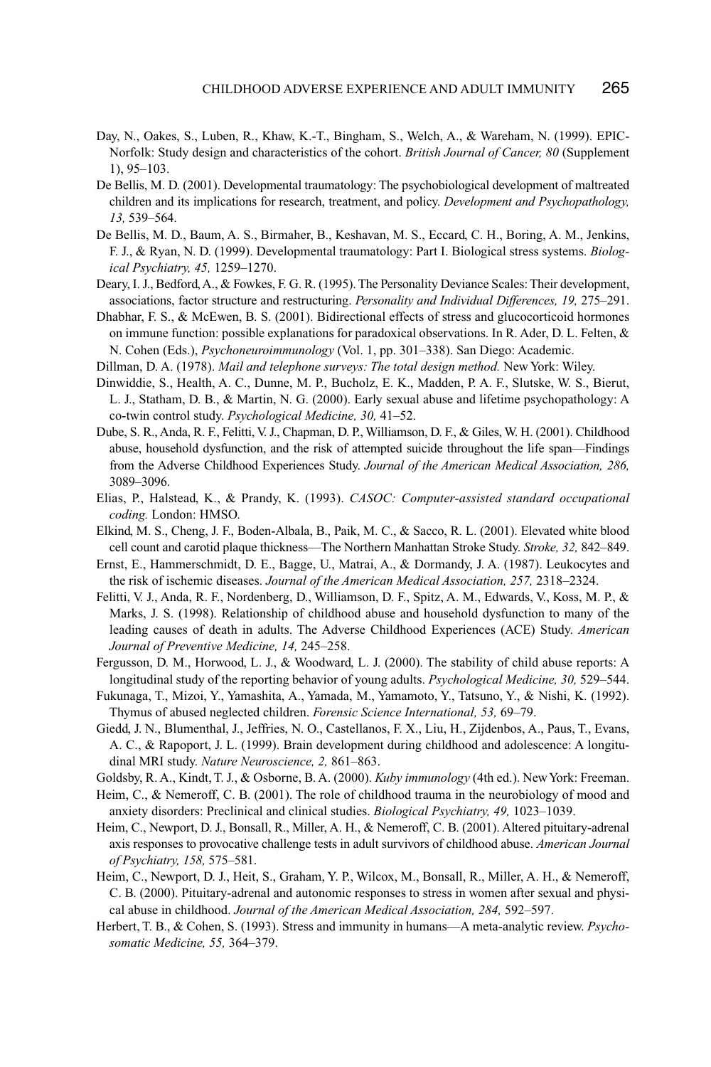Day, N., Oakes, S., Luben, R., Khaw, K.-T., Bingham, S., Welch, A., & Wareham, N. (1999). EPIC-Norfolk: Study design and characteristics of the cohort. *British Journal of Cancer, 80* (Supplement 1), 95–103.

De Bellis, M. D. (2001). Developmental traumatology: The psychobiological development of maltreated children and its implications for research, treatment, and policy. *Development and Psychopathology, 13,* 539–564.

De Bellis, M. D., Baum, A. S., Birmaher, B., Keshavan, M. S., Eccard, C. H., Boring, A. M., Jenkins, F. J., & Ryan, N. D. (1999). Developmental traumatology: Part I. Biological stress systems. *Biological Psychiatry, 45,* 1259–1270.

Deary, I. J., Bedford, A., & Fowkes, F. G. R. (1995). The Personality Deviance Scales: Their development, associations, factor structure and restructuring. *Personality and Individual Differences, 19,* 275–291.

Dhabhar, F. S., & McEwen, B. S. (2001). Bidirectional effects of stress and glucocorticoid hormones on immune function: possible explanations for paradoxical observations. In R. Ader, D. L. Felten, & N. Cohen (Eds.), *Psychoneuroimmunology* (Vol. 1, pp. 301–338). San Diego: Academic.

Dillman, D. A. (1978). *Mail and telephone surveys: The total design method.* New York: Wiley.

Dinwiddie, S., Health, A. C., Dunne, M. P., Bucholz, E. K., Madden, P. A. F., Slutske, W. S., Bierut, L. J., Statham, D. B., & Martin, N. G. (2000). Early sexual abuse and lifetime psychopathology: A co-twin control study. *Psychological Medicine, 30,* 41–52.

Dube, S. R., Anda, R. F., Felitti, V. J., Chapman, D. P., Williamson, D. F., & Giles, W. H. (2001). Childhood abuse, household dysfunction, and the risk of attempted suicide throughout the life span—Findings from the Adverse Childhood Experiences Study. *Journal of the American Medical Association, 286,* 3089–3096.

Elias, P., Halstead, K., & Prandy, K. (1993). *CASOC: Computer-assisted standard occupational coding.* London: HMSO.

Elkind, M. S., Cheng, J. F., Boden-Albala, B., Paik, M. C., & Sacco, R. L. (2001). Elevated white blood cell count and carotid plaque thickness—The Northern Manhattan Stroke Study. *Stroke, 32,* 842–849.

Ernst, E., Hammerschmidt, D. E., Bagge, U., Matrai, A., & Dormandy, J. A. (1987). Leukocytes and the risk of ischemic diseases. *Journal of the American Medical Association, 257,* 2318–2324.

Felitti, V. J., Anda, R. F., Nordenberg, D., Williamson, D. F., Spitz, A. M., Edwards, V., Koss, M. P., & Marks, J. S. (1998). Relationship of childhood abuse and household dysfunction to many of the leading causes of death in adults. The Adverse Childhood Experiences (ACE) Study. *American Journal of Preventive Medicine, 14,* 245–258.

Fergusson, D. M., Horwood, L. J., & Woodward, L. J. (2000). The stability of child abuse reports: A longitudinal study of the reporting behavior of young adults. *Psychological Medicine, 30,* 529–544.

Fukunaga, T., Mizoi, Y., Yamashita, A., Yamada, M., Yamamoto, Y., Tatsuno, Y., & Nishi, K. (1992). Thymus of abused neglected children. *Forensic Science International, 53,* 69–79.

Giedd, J. N., Blumenthal, J., Jeffries, N. O., Castellanos, F. X., Liu, H., Zijdenbos, A., Paus, T., Evans, A. C., & Rapoport, J. L. (1999). Brain development during childhood and adolescence: A longitudinal MRI study. *Nature Neuroscience, 2,* 861–863.

Goldsby, R. A., Kindt, T. J., & Osborne, B. A. (2000). *Kuby immunology* (4th ed.). New York: Freeman.

Heim, C., & Nemeroff, C. B. (2001). The role of childhood trauma in the neurobiology of mood and anxiety disorders: Preclinical and clinical studies. *Biological Psychiatry, 49,* 1023–1039.

Heim, C., Newport, D. J., Bonsall, R., Miller, A. H., & Nemeroff, C. B. (2001). Altered pituitary-adrenal axis responses to provocative challenge tests in adult survivors of childhood abuse. *American Journal of Psychiatry, 158,* 575–581.

Heim, C., Newport, D. J., Heit, S., Graham, Y. P., Wilcox, M., Bonsall, R., Miller, A. H., & Nemeroff, C. B. (2000). Pituitary-adrenal and autonomic responses to stress in women after sexual and physical abuse in childhood. *Journal of the American Medical Association, 284,* 592–597.

Herbert, T. B., & Cohen, S. (1993). Stress and immunity in humans—A meta-analytic review. *Psychosomatic Medicine, 55,* 364–379.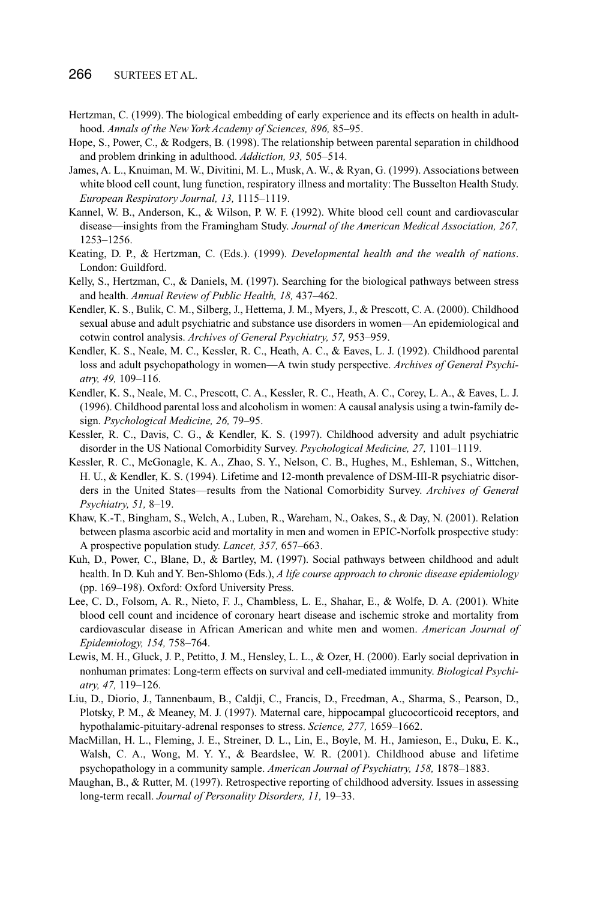Hertzman, C. (1999). The biological embedding of early experience and its effects on health in adulthood. *Annals of the New York Academy of Sciences, 896,* 85–95.

Hope, S., Power, C., & Rodgers, B. (1998). The relationship between parental separation in childhood and problem drinking in adulthood. *Addiction, 93,* 505–514.

James, A. L., Knuiman, M. W., Divitini, M. L., Musk, A. W., & Ryan, G. (1999). Associations between white blood cell count, lung function, respiratory illness and mortality: The Busselton Health Study. *European Respiratory Journal, 13,* 1115–1119.

Kannel, W. B., Anderson, K., & Wilson, P. W. F. (1992). White blood cell count and cardiovascular disease—insights from the Framingham Study. *Journal of the American Medical Association, 267,* 1253–1256.

Keating, D. P., & Hertzman, C. (Eds.). (1999). *Developmental health and the wealth of nations*. London: Guildford.

Kelly, S., Hertzman, C., & Daniels, M. (1997). Searching for the biological pathways between stress and health. *Annual Review of Public Health, 18,* 437–462.

Kendler, K. S., Bulik, C. M., Silberg, J., Hettema, J. M., Myers, J., & Prescott, C. A. (2000). Childhood sexual abuse and adult psychiatric and substance use disorders in women—An epidemiological and cotwin control analysis. *Archives of General Psychiatry, 57,* 953–959.

Kendler, K. S., Neale, M. C., Kessler, R. C., Heath, A. C., & Eaves, L. J. (1992). Childhood parental loss and adult psychopathology in women—A twin study perspective. *Archives of General Psychiatry, 49,* 109–116.

Kendler, K. S., Neale, M. C., Prescott, C. A., Kessler, R. C., Heath, A. C., Corey, L. A., & Eaves, L. J. (1996). Childhood parental loss and alcoholism in women: A causal analysis using a twin-family design. *Psychological Medicine, 26,* 79–95.

Kessler, R. C., Davis, C. G., & Kendler, K. S. (1997). Childhood adversity and adult psychiatric disorder in the US National Comorbidity Survey. *Psychological Medicine, 27,* 1101–1119.

Kessler, R. C., McGonagle, K. A., Zhao, S. Y., Nelson, C. B., Hughes, M., Eshleman, S., Wittchen, H. U., & Kendler, K. S. (1994). Lifetime and 12-month prevalence of DSM-III-R psychiatric disorders in the United States—results from the National Comorbidity Survey. *Archives of General Psychiatry, 51,* 8–19.

Khaw, K.-T., Bingham, S., Welch, A., Luben, R., Wareham, N., Oakes, S., & Day, N. (2001). Relation between plasma ascorbic acid and mortality in men and women in EPIC-Norfolk prospective study: A prospective population study. *Lancet, 357,* 657–663.

Kuh, D., Power, C., Blane, D., & Bartley, M. (1997). Social pathways between childhood and adult health. In D. Kuh and Y. Ben-Shlomo (Eds.), *A life course approach to chronic disease epidemiology* (pp. 169–198). Oxford: Oxford University Press.

Lee, C. D., Folsom, A. R., Nieto, F. J., Chambless, L. E., Shahar, E., & Wolfe, D. A. (2001). White blood cell count and incidence of coronary heart disease and ischemic stroke and mortality from cardiovascular disease in African American and white men and women. *American Journal of Epidemiology, 154,* 758–764.

Lewis, M. H., Gluck, J. P., Petitto, J. M., Hensley, L. L., & Ozer, H. (2000). Early social deprivation in nonhuman primates: Long-term effects on survival and cell-mediated immunity. *Biological Psychiatry, 47,* 119–126.

Liu, D., Diorio, J., Tannenbaum, B., Caldji, C., Francis, D., Freedman, A., Sharma, S., Pearson, D., Plotsky, P. M., & Meaney, M. J. (1997). Maternal care, hippocampal glucocorticoid receptors, and hypothalamic-pituitary-adrenal responses to stress. *Science, 277,* 1659–1662.

MacMillan, H. L., Fleming, J. E., Streiner, D. L., Lin, E., Boyle, M. H., Jamieson, E., Duku, E. K., Walsh, C. A., Wong, M. Y. Y., & Beardslee, W. R. (2001). Childhood abuse and lifetime psychopathology in a community sample. *American Journal of Psychiatry, 158,* 1878–1883.

Maughan, B., & Rutter, M. (1997). Retrospective reporting of childhood adversity. Issues in assessing long-term recall. *Journal of Personality Disorders, 11,* 19–33.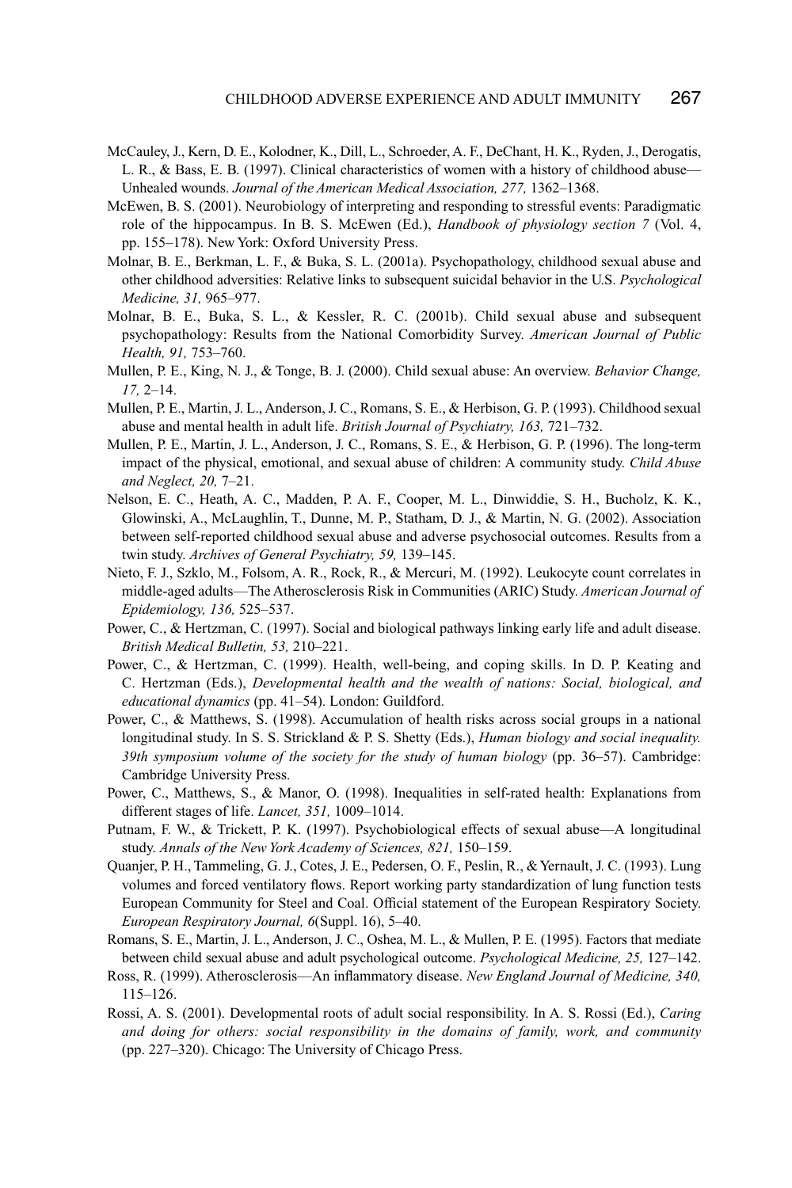McCauley, J., Kern, D. E., Kolodner, K., Dill, L., Schroeder, A. F., DeChant, H. K., Ryden, J., Derogatis, L. R., & Bass, E. B. (1997). Clinical characteristics of women with a history of childhood abuse—Unhealed wounds. *Journal of the American Medical Association, 277,* 1362–1368.

McEwen, B. S. (2001). Neurobiology of interpreting and responding to stressful events: Paradigmatic role of the hippocampus. In B. S. McEwen (Ed.), *Handbook of physiology section 7* (Vol. 4, pp. 155–178). New York: Oxford University Press.

Molnar, B. E., Berkman, L. F., & Buka, S. L. (2001a). Psychopathology, childhood sexual abuse and other childhood adversities: Relative links to subsequent suicidal behavior in the U.S. *Psychological Medicine, 31,* 965–977.

Molnar, B. E., Buka, S. L., & Kessler, R. C. (2001b). Child sexual abuse and subsequent psychopathology: Results from the National Comorbidity Survey. *American Journal of Public Health, 91,* 753–760.

Mullen, P. E., King, N. J., & Tonge, B. J. (2000). Child sexual abuse: An overview. *Behavior Change, 17,* 2–14.

Mullen, P. E., Martin, J. L., Anderson, J. C., Romans, S. E., & Herbison, G. P. (1993). Childhood sexual abuse and mental health in adult life. *British Journal of Psychiatry, 163,* 721–732.

Mullen, P. E., Martin, J. L., Anderson, J. C., Romans, S. E., & Herbison, G. P. (1996). The long-term impact of the physical, emotional, and sexual abuse of children: A community study. *Child Abuse and Neglect, 20,* 7–21.

Nelson, E. C., Heath, A. C., Madden, P. A. F., Cooper, M. L., Dinwiddie, S. H., Bucholz, K. K., Glowinski, A., McLaughlin, T., Dunne, M. P., Statham, D. J., & Martin, N. G. (2002). Association between self-reported childhood sexual abuse and adverse psychosocial outcomes. Results from a twin study. *Archives of General Psychiatry, 59,* 139–145.

Nieto, F. J., Szklo, M., Folsom, A. R., Rock, R., & Mercuri, M. (1992). Leukocyte count correlates in middle-aged adults—The Atherosclerosis Risk in Communities (ARIC) Study. *American Journal of Epidemiology, 136,* 525–537.

Power, C., & Hertzman, C. (1997). Social and biological pathways linking early life and adult disease. *British Medical Bulletin, 53,* 210–221.

Power, C., & Hertzman, C. (1999). Health, well-being, and coping skills. In D. P. Keating and C. Hertzman (Eds.), *Developmental health and the wealth of nations: Social, biological, and educational dynamics* (pp. 41–54). London: Guildford.

Power, C., & Matthews, S. (1998). Accumulation of health risks across social groups in a national longitudinal study. In S. S. Strickland & P. S. Shetty (Eds.), *Human biology and social inequality. 39th symposium volume of the society for the study of human biology* (pp. 36–57). Cambridge: Cambridge University Press.

Power, C., Matthews, S., & Manor, O. (1998). Inequalities in self-rated health: Explanations from different stages of life. *Lancet, 351,* 1009–1014.

Putnam, F. W., & Trickett, P. K. (1997). Psychobiological effects of sexual abuse—A longitudinal study. *Annals of the New York Academy of Sciences, 821,* 150–159.

Quanjer, P. H., Tammeling, G. J., Cotes, J. E., Pedersen, O. F., Peslin, R., & Yernault, J. C. (1993). Lung volumes and forced ventilatory flows. Report working party standardization of lung function tests European Community for Steel and Coal. Official statement of the European Respiratory Society. *European Respiratory Journal, 6*(Suppl. 16), 5–40.

Romans, S. E., Martin, J. L., Anderson, J. C., Oshea, M. L., & Mullen, P. E. (1995). Factors that mediate between child sexual abuse and adult psychological outcome. *Psychological Medicine, 25,* 127–142.

Ross, R. (1999). Atherosclerosis—An inflammatory disease. *New England Journal of Medicine, 340,* 115–126.

Rossi, A. S. (2001). Developmental roots of adult social responsibility. In A. S. Rossi (Ed.), *Caring and doing for others: social responsibility in the domains of family, work, and community* (pp. 227–320). Chicago: The University of Chicago Press.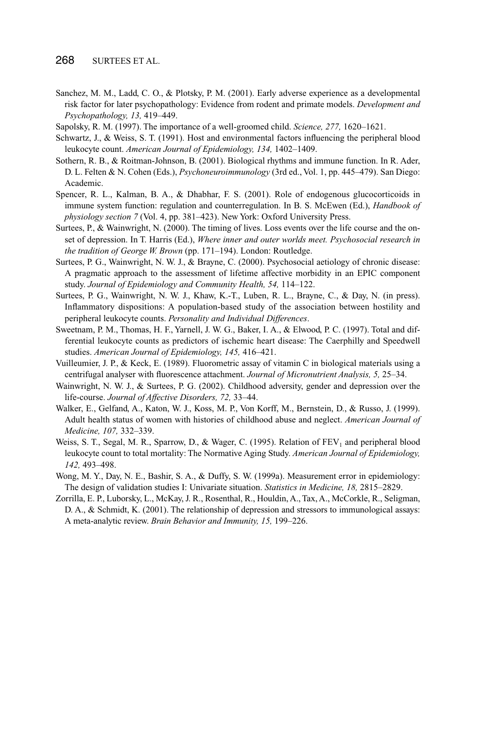Sanchez, M. M., Ladd, C. O., & Plotsky, P. M. (2001). Early adverse experience as a developmental risk factor for later psychopathology: Evidence from rodent and primate models. *Development and Psychopathology, 13,* 419–449.

Sapolsky, R. M. (1997). The importance of a well-groomed child. *Science, 277,* 1620–1621.

Schwartz, J., & Weiss, S. T. (1991). Host and environmental factors influencing the peripheral blood leukocyte count. *American Journal of Epidemiology, 134,* 1402–1409.

Sothern, R. B., & Roitman-Johnson, B. (2001). Biological rhythms and immune function. In R. Ader, D. L. Felten & N. Cohen (Eds.), *Psychoneuroimmunology* (3rd ed., Vol. 1, pp. 445–479). San Diego: Academic.

Spencer, R. L., Kalman, B. A., & Dhabhar, F. S. (2001). Role of endogenous glucocorticoids in immune system function: regulation and counterregulation. In B. S. McEwen (Ed.), *Handbook of physiology section 7* (Vol. 4, pp. 381–423). New York: Oxford University Press.

Surtees, P., & Wainwright, N. (2000). The timing of lives. Loss events over the life course and the onset of depression. In T. Harris (Ed.), *Where inner and outer worlds meet. Psychosocial research in the tradition of George W. Brown* (pp. 171–194). London: Routledge.

Surtees, P. G., Wainwright, N. W. J., & Brayne, C. (2000). Psychosocial aetiology of chronic disease: A pragmatic approach to the assessment of lifetime affective morbidity in an EPIC component study. *Journal of Epidemiology and Community Health, 54,* 114–122.

Surtees, P. G., Wainwright, N. W. J., Khaw, K.-T., Luben, R. L., Brayne, C., & Day, N. (in press). Inflammatory dispositions: A population-based study of the association between hostility and peripheral leukocyte counts. *Personality and Individual Differences*.

Sweetnam, P. M., Thomas, H. F., Yarnell, J. W. G., Baker, I. A., & Elwood, P. C. (1997). Total and differential leukocyte counts as predictors of ischemic heart disease: The Caerphilly and Speedwell studies. *American Journal of Epidemiology, 145,* 416–421.

Vuilleumier, J. P., & Keck, E. (1989). Fluorometric assay of vitamin C in biological materials using a centrifugal analyser with fluorescence attachment. *Journal of Micronutrient Analysis, 5,* 25–34.

Wainwright, N. W. J., & Surtees, P. G. (2002). Childhood adversity, gender and depression over the life-course. *Journal of Affective Disorders, 72,* 33–44.

Walker, E., Gelfand, A., Katon, W. J., Koss, M. P., Von Korff, M., Bernstein, D., & Russo, J. (1999). Adult health status of women with histories of childhood abuse and neglect. *American Journal of Medicine, 107,* 332–339.

Weiss, S. T., Segal, M. R., Sparrow, D., & Wager, C. (1995). Relation of $FEV_1$ and peripheral blood leukocyte count to total mortality: The Normative Aging Study. *American Journal of Epidemiology, 142,* 493–498.

Wong, M. Y., Day, N. E., Bashir, S. A., & Duffy, S. W. (1999a). Measurement error in epidemiology: The design of validation studies I: Univariate situation. *Statistics in Medicine, 18,* 2815–2829.

Zorrilla, E. P., Luborsky, L., McKay, J. R., Rosenthal, R., Houldin, A., Tax, A., McCorkle, R., Seligman, D. A., & Schmidt, K. (2001). The relationship of depression and stressors to immunological assays: A meta-analytic review. *Brain Behavior and Immunity, 15,* 199–226.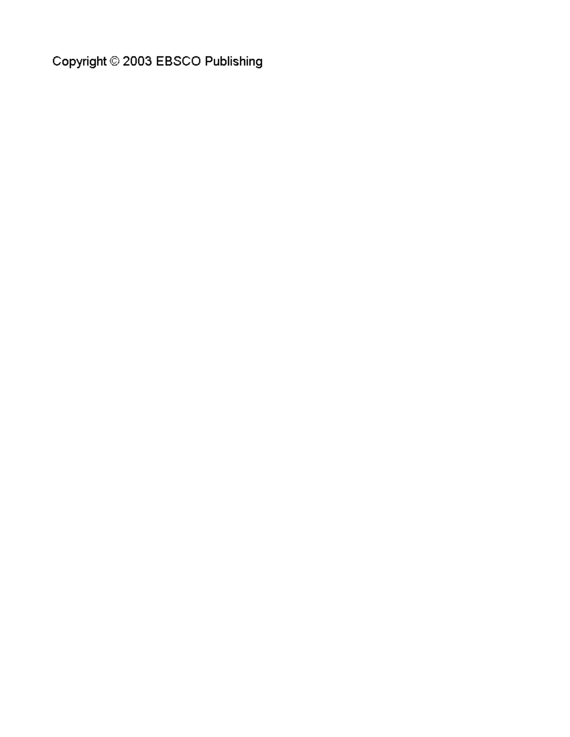Copyright © 2003 EBSCO Publishing